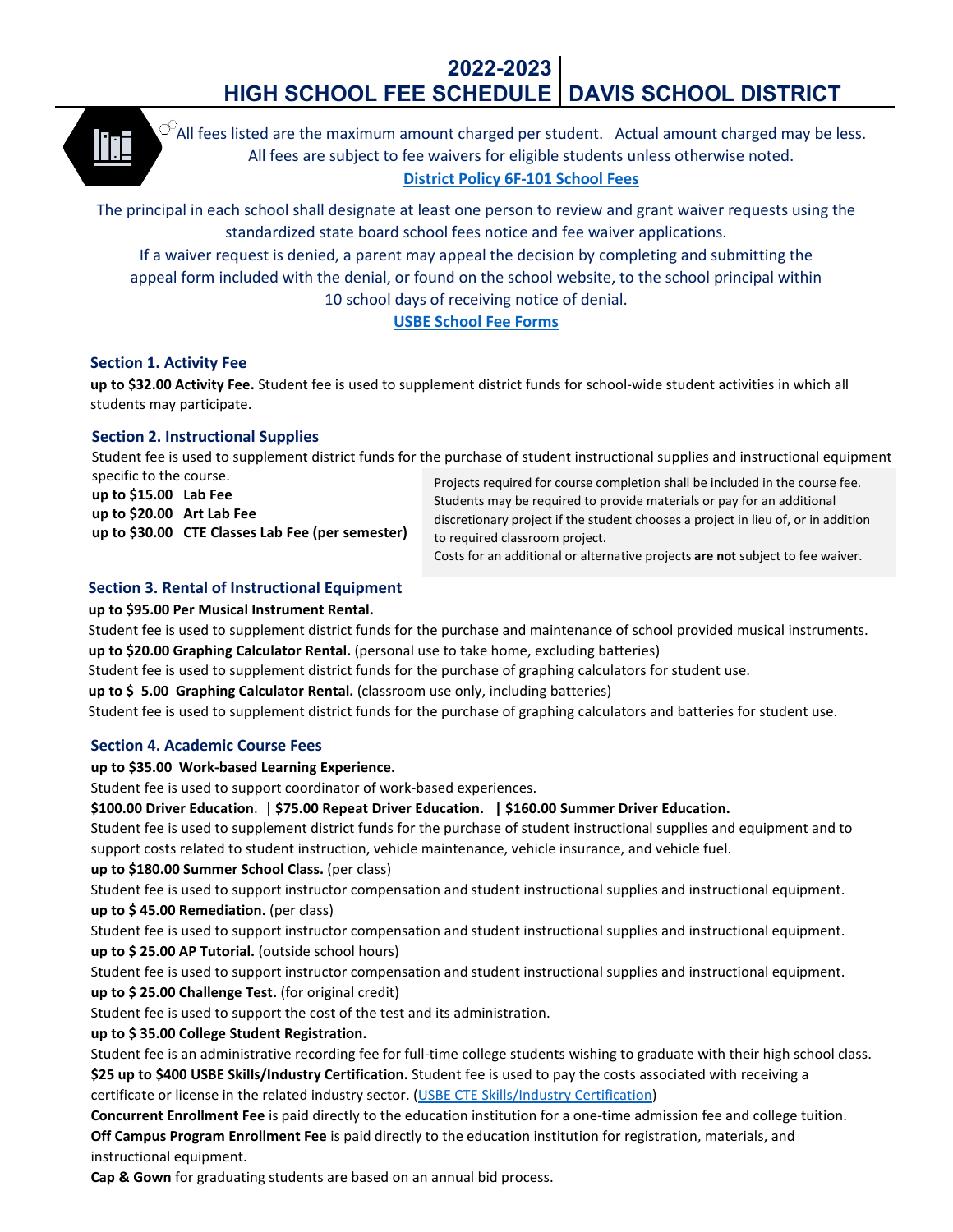# 2022-2023 HIGH SCHOOL FEE SCHEDULE | DAVIS SCHOOL DISTRICT

All fees listed are the maximum amount charged per student. Actual amount charged may be less.
All fees are subject to fee waivers for eligible students unless otherwise noted.
**District Policy 6F-101 School Fees**

The principal in each school shall designate at least one person to review and grant waiver requests using the standardized state board school fees notice and fee waiver applications.
If a waiver request is denied, a parent may appeal the decision by completing and submitting the appeal form included with the denial, or found on the school website, to the school principal within 10 school days of receiving notice of denial.
**USBE School Fee Forms**

### Section 1. Activity Fee

**up to $32.00 Activity Fee.** Student fee is used to supplement district funds for school-wide student activities in which all students may participate.

### Section 2. Instructional Supplies

Student fee is used to supplement district funds for the purchase of student instructional supplies and instructional equipment specific to the course.

**up to $15.00 Lab Fee**
**up to $20.00 Art Lab Fee**
**up to $30.00 CTE Classes Lab Fee (per semester)**

Projects required for course completion shall be included in the course fee. Students may be required to provide materials or pay for an additional discretionary project if the student chooses a project in lieu of, or in addition to required classroom project.
Costs for an additional or alternative projects **are not** subject to fee waiver.

### Section 3. Rental of Instructional Equipment

**up to $95.00 Per Musical Instrument Rental.**
Student fee is used to supplement district funds for the purchase and maintenance of school provided musical instruments.
**up to $20.00 Graphing Calculator Rental.** (personal use to take home, excluding batteries)
Student fee is used to supplement district funds for the purchase of graphing calculators for student use.
**up to $ 5.00 Graphing Calculator Rental.** (classroom use only, including batteries)
Student fee is used to supplement district funds for the purchase of graphing calculators and batteries for student use.

### Section 4. Academic Course Fees

**up to $35.00 Work-based Learning Experience.**
Student fee is used to support coordinator of work-based experiences.
**$100.00 Driver Education**. | **$75.00 Repeat Driver Education. | $160.00 Summer Driver Education.**
Student fee is used to supplement district funds for the purchase of student instructional supplies and equipment and to support costs related to student instruction, vehicle maintenance, vehicle insurance, and vehicle fuel.
**up to $180.00 Summer School Class.** (per class)
Student fee is used to support instructor compensation and student instructional supplies and instructional equipment.
**up to $ 45.00 Remediation.** (per class)
Student fee is used to support instructor compensation and student instructional supplies and instructional equipment.
**up to $ 25.00 AP Tutorial.** (outside school hours)
Student fee is used to support instructor compensation and student instructional supplies and instructional equipment.
**up to $ 25.00 Challenge Test.** (for original credit)
Student fee is used to support the cost of the test and its administration.
**up to $ 35.00 College Student Registration.**
Student fee is an administrative recording fee for full-time college students wishing to graduate with their high school class.
**$25 up to $400 USBE Skills/Industry Certification.** Student fee is used to pay the costs associated with receiving a certificate or license in the related industry sector. (USBE CTE Skills/Industry Certification)
**Concurrent Enrollment Fee** is paid directly to the education institution for a one-time admission fee and college tuition.
**Off Campus Program Enrollment Fee** is paid directly to the education institution for registration, materials, and instructional equipment.
**Cap & Gown** for graduating students are based on an annual bid process.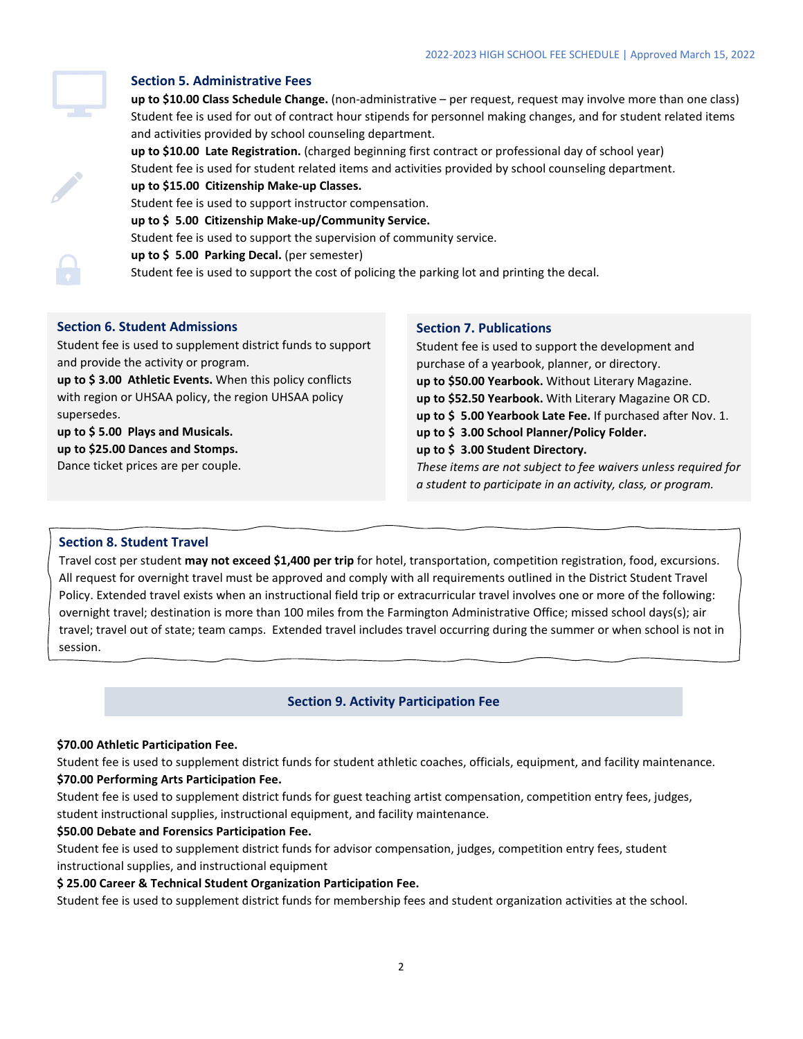## Section 5. Administrative Fees

**up to $10.00 Class Schedule Change.** (non-administrative – per request, request may involve more than one class) Student fee is used for out of contract hour stipends for personnel making changes, and for student related items and activities provided by school counseling department.

**up to $10.00 Late Registration.** (charged beginning first contract or professional day of school year) Student fee is used for student related items and activities provided by school counseling department.

**up to $15.00 Citizenship Make-up Classes.**
Student fee is used to support instructor compensation.

**up to $ 5.00 Citizenship Make-up/Community Service.**
Student fee is used to support the supervision of community service.

**up to $ 5.00 Parking Decal.** (per semester)
Student fee is used to support the cost of policing the parking lot and printing the decal.

## Section 6. Student Admissions

Student fee is used to supplement district funds to support and provide the activity or program.

**up to $ 3.00 Athletic Events.** When this policy conflicts with region or UHSAA policy, the region UHSAA policy supersedes.

**up to $ 5.00 Plays and Musicals.**

**up to $25.00 Dances and Stomps.**
Dance ticket prices are per couple.

## Section 7. Publications

Student fee is used to support the development and purchase of a yearbook, planner, or directory.

**up to $50.00 Yearbook.** Without Literary Magazine.

**up to $52.50 Yearbook.** With Literary Magazine OR CD.

**up to $ 5.00 Yearbook Late Fee.** If purchased after Nov. 1.

**up to $ 3.00 School Planner/Policy Folder.**

**up to $ 3.00 Student Directory.**

*These items are not subject to fee waivers unless required for a student to participate in an activity, class, or program.*

## Section 8. Student Travel

Travel cost per student **may not exceed $1,400 per trip** for hotel, transportation, competition registration, food, excursions. All request for overnight travel must be approved and comply with all requirements outlined in the District Student Travel Policy. Extended travel exists when an instructional field trip or extracurricular travel involves one or more of the following: overnight travel; destination is more than 100 miles from the Farmington Administrative Office; missed school days(s); air travel; travel out of state; team camps. Extended travel includes travel occurring during the summer or when school is not in session.

## Section 9. Activity Participation Fee

**$70.00 Athletic Participation Fee.**
Student fee is used to supplement district funds for student athletic coaches, officials, equipment, and facility maintenance.

**$70.00 Performing Arts Participation Fee.**
Student fee is used to supplement district funds for guest teaching artist compensation, competition entry fees, judges, student instructional supplies, instructional equipment, and facility maintenance.

**$50.00 Debate and Forensics Participation Fee.**
Student fee is used to supplement district funds for advisor compensation, judges, competition entry fees, student instructional supplies, and instructional equipment

**$ 25.00 Career & Technical Student Organization Participation Fee.**
Student fee is used to supplement district funds for membership fees and student organization activities at the school.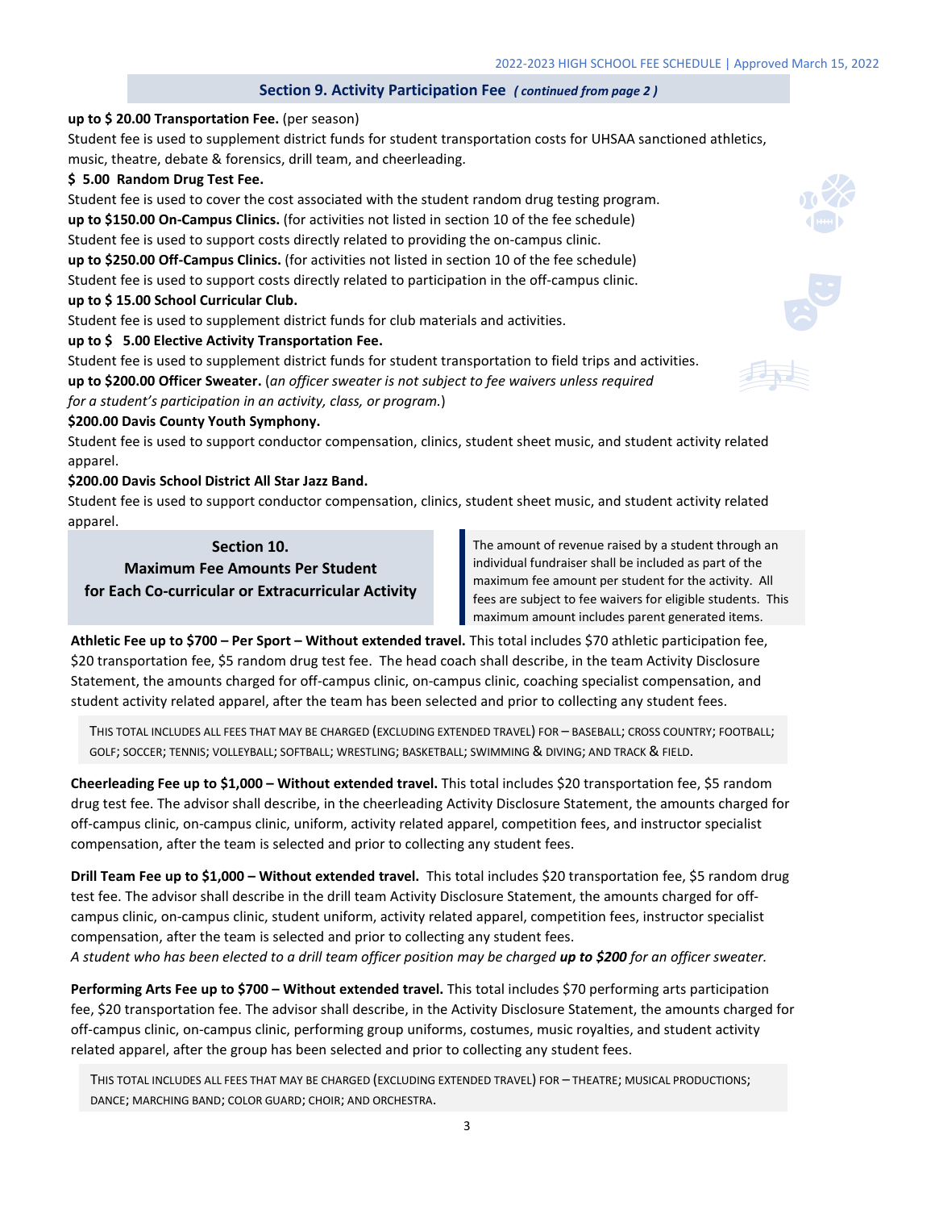## Section 9. Activity Participation Fee *( continued from page 2 )*

**up to $ 20.00 Transportation Fee.** (per season)
Student fee is used to supplement district funds for student transportation costs for UHSAA sanctioned athletics, music, theatre, debate & forensics, drill team, and cheerleading.

**$ 5.00 Random Drug Test Fee.**
Student fee is used to cover the cost associated with the student random drug testing program.

**up to $150.00 On-Campus Clinics.** (for activities not listed in section 10 of the fee schedule)
Student fee is used to support costs directly related to providing the on-campus clinic.

**up to $250.00 Off-Campus Clinics.** (for activities not listed in section 10 of the fee schedule)
Student fee is used to support costs directly related to participation in the off-campus clinic.

**up to $ 15.00 School Curricular Club.**
Student fee is used to supplement district funds for club materials and activities.

**up to $ 5.00 Elective Activity Transportation Fee.**
Student fee is used to supplement district funds for student transportation to field trips and activities.

**up to $200.00 Officer Sweater.** (*an officer sweater is not subject to fee waivers unless required for a student's participation in an activity, class, or program.*)

**$200.00 Davis County Youth Symphony.**
Student fee is used to support conductor compensation, clinics, student sheet music, and student activity related apparel.

**$200.00 Davis School District All Star Jazz Band.**
Student fee is used to support conductor compensation, clinics, student sheet music, and student activity related apparel.

## Section 10. Maximum Fee Amounts Per Student for Each Co-curricular or Extracurricular Activity

The amount of revenue raised by a student through an individual fundraiser shall be included as part of the maximum fee amount per student for the activity. All fees are subject to fee waivers for eligible students. This maximum amount includes parent generated items.

**Athletic Fee up to $700 – Per Sport – Without extended travel.** This total includes $70 athletic participation fee, $20 transportation fee, $5 random drug test fee. The head coach shall describe, in the team Activity Disclosure Statement, the amounts charged for off-campus clinic, on-campus clinic, coaching specialist compensation, and student activity related apparel, after the team has been selected and prior to collecting any student fees.

THIS TOTAL INCLUDES ALL FEES THAT MAY BE CHARGED (EXCLUDING EXTENDED TRAVEL) FOR – BASEBALL; CROSS COUNTRY; FOOTBALL; GOLF; SOCCER; TENNIS; VOLLEYBALL; SOFTBALL; WRESTLING; BASKETBALL; SWIMMING & DIVING; AND TRACK & FIELD.

**Cheerleading Fee up to $1,000 – Without extended travel.** This total includes $20 transportation fee, $5 random drug test fee. The advisor shall describe, in the cheerleading Activity Disclosure Statement, the amounts charged for off-campus clinic, on-campus clinic, uniform, activity related apparel, competition fees, and instructor specialist compensation, after the team is selected and prior to collecting any student fees.

**Drill Team Fee up to $1,000 – Without extended travel.** This total includes $20 transportation fee, $5 random drug test fee. The advisor shall describe in the drill team Activity Disclosure Statement, the amounts charged for off-campus clinic, on-campus clinic, student uniform, activity related apparel, competition fees, instructor specialist compensation, after the team is selected and prior to collecting any student fees.
*A student who has been elected to a drill team officer position may be charged* ***up to $200*** *for an officer sweater.*

**Performing Arts Fee up to $700 – Without extended travel.** This total includes $70 performing arts participation fee, $20 transportation fee. The advisor shall describe, in the Activity Disclosure Statement, the amounts charged for off-campus clinic, on-campus clinic, performing group uniforms, costumes, music royalties, and student activity related apparel, after the group has been selected and prior to collecting any student fees.

THIS TOTAL INCLUDES ALL FEES THAT MAY BE CHARGED (EXCLUDING EXTENDED TRAVEL) FOR – THEATRE; MUSICAL PRODUCTIONS; DANCE; MARCHING BAND; COLOR GUARD; CHOIR; AND ORCHESTRA.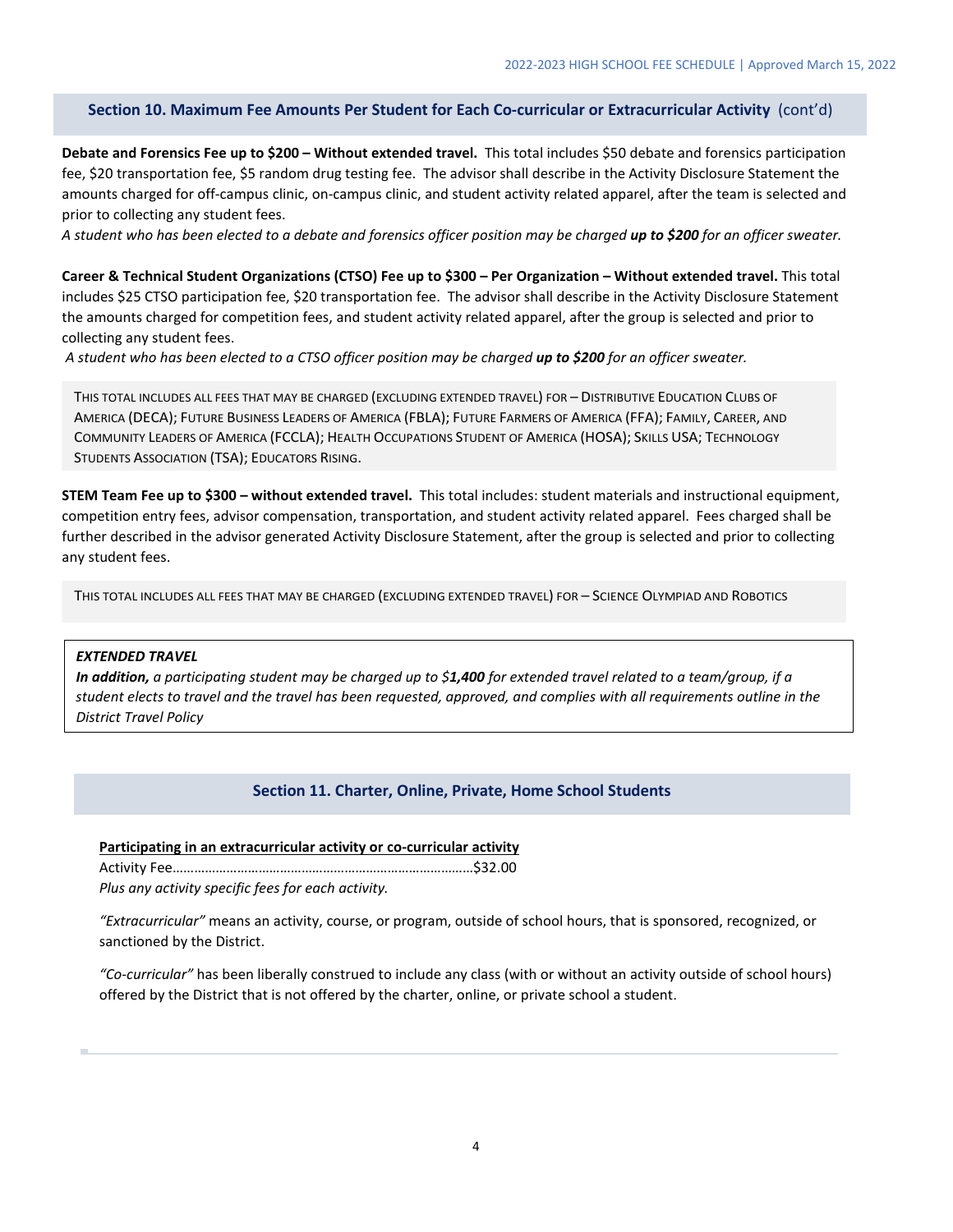## Section 10. Maximum Fee Amounts Per Student for Each Co-curricular or Extracurricular Activity (cont'd)

**Debate and Forensics Fee up to $200 – Without extended travel.** This total includes $50 debate and forensics participation fee, $20 transportation fee, $5 random drug testing fee. The advisor shall describe in the Activity Disclosure Statement the amounts charged for off-campus clinic, on-campus clinic, and student activity related apparel, after the team is selected and prior to collecting any student fees.

*A student who has been elected to a debate and forensics officer position may be charged **up to $200** for an officer sweater.*

**Career & Technical Student Organizations (CTSO) Fee up to $300 – Per Organization – Without extended travel.** This total includes $25 CTSO participation fee, $20 transportation fee. The advisor shall describe in the Activity Disclosure Statement the amounts charged for competition fees, and student activity related apparel, after the group is selected and prior to collecting any student fees.

*A student who has been elected to a CTSO officer position may be charged **up to $200** for an officer sweater.*

THIS TOTAL INCLUDES ALL FEES THAT MAY BE CHARGED (EXCLUDING EXTENDED TRAVEL) FOR – DISTRIBUTIVE EDUCATION CLUBS OF AMERICA (DECA); FUTURE BUSINESS LEADERS OF AMERICA (FBLA); FUTURE FARMERS OF AMERICA (FFA); FAMILY, CAREER, AND COMMUNITY LEADERS OF AMERICA (FCCLA); HEALTH OCCUPATIONS STUDENT OF AMERICA (HOSA); SKILLS USA; TECHNOLOGY STUDENTS ASSOCIATION (TSA); EDUCATORS RISING.

**STEM Team Fee up to $300 – without extended travel.** This total includes: student materials and instructional equipment, competition entry fees, advisor compensation, transportation, and student activity related apparel. Fees charged shall be further described in the advisor generated Activity Disclosure Statement, after the group is selected and prior to collecting any student fees.

THIS TOTAL INCLUDES ALL FEES THAT MAY BE CHARGED (EXCLUDING EXTENDED TRAVEL) FOR – SCIENCE OLYMPIAD AND ROBOTICS

***EXTENDED TRAVEL***

***In addition,** a participating student may be charged up to $**1,400** for extended travel related to a team/group, if a student elects to travel and the travel has been requested, approved, and complies with all requirements outline in the District Travel Policy*

## Section 11. Charter, Online, Private, Home School Students

**Participating in an extracurricular activity or co-curricular activity**

Activity Fee……………………………………………………………………….$32.00

*Plus any activity specific fees for each activity.*

*"Extracurricular"* means an activity, course, or program, outside of school hours, that is sponsored, recognized, or sanctioned by the District.

*"Co-curricular"* has been liberally construed to include any class (with or without an activity outside of school hours) offered by the District that is not offered by the charter, online, or private school a student.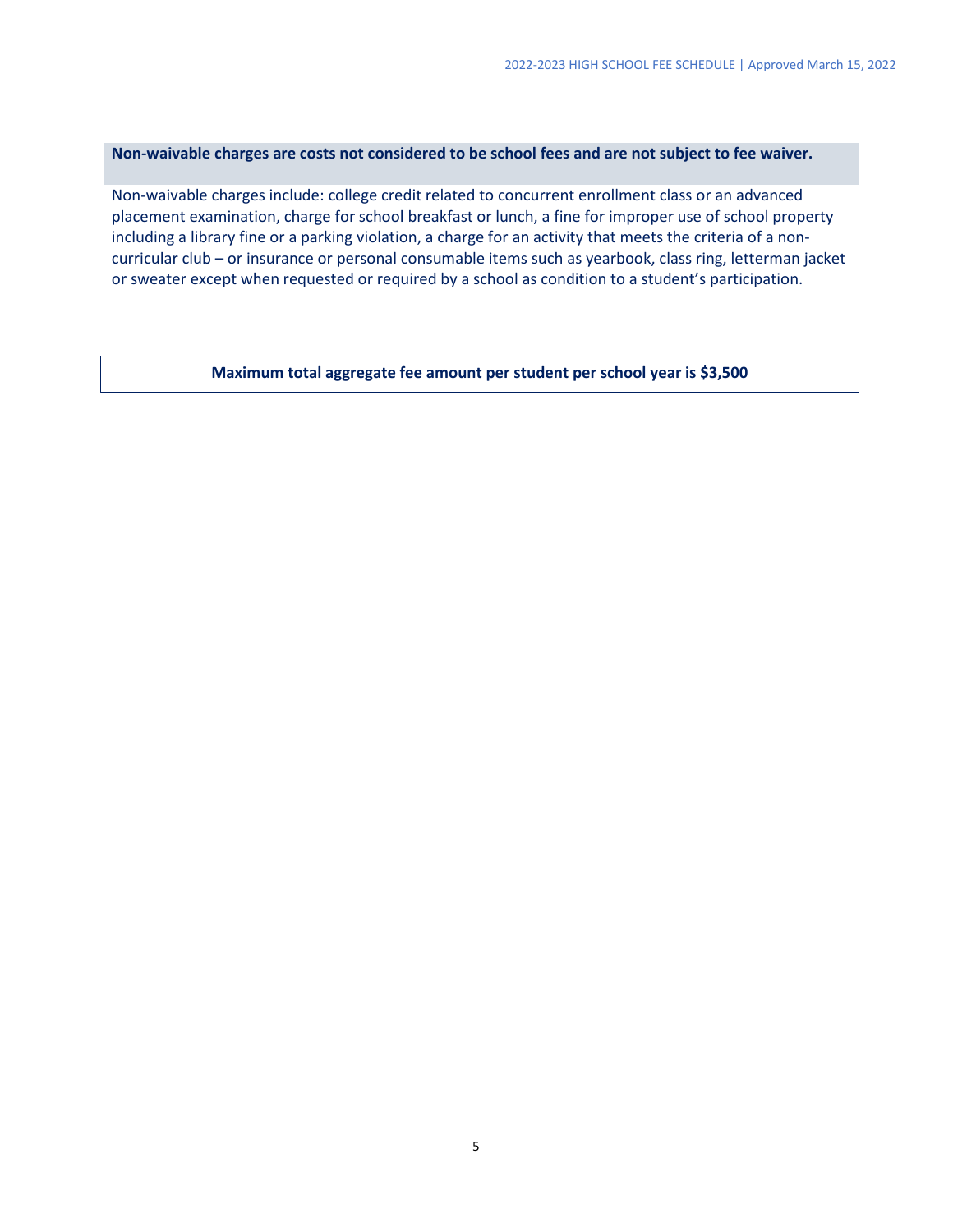**Non-waivable charges are costs not considered to be school fees and are not subject to fee waiver.**

Non-waivable charges include: college credit related to concurrent enrollment class or an advanced placement examination, charge for school breakfast or lunch, a fine for improper use of school property including a library fine or a parking violation, a charge for an activity that meets the criteria of a non-curricular club – or insurance or personal consumable items such as yearbook, class ring, letterman jacket or sweater except when requested or required by a school as condition to a student's participation.

**Maximum total aggregate fee amount per student per school year is $3,500**